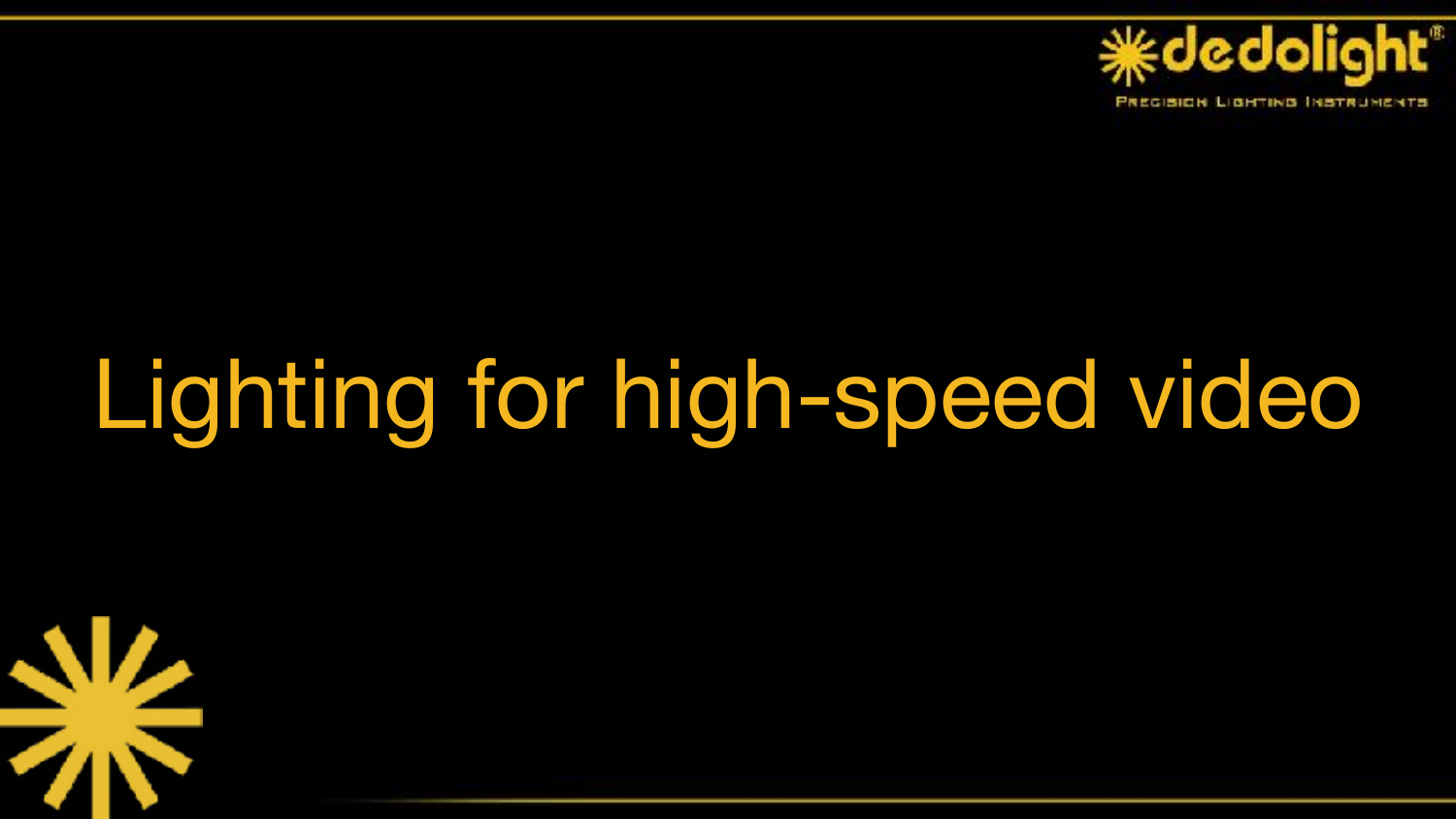# Lighting for high-speed video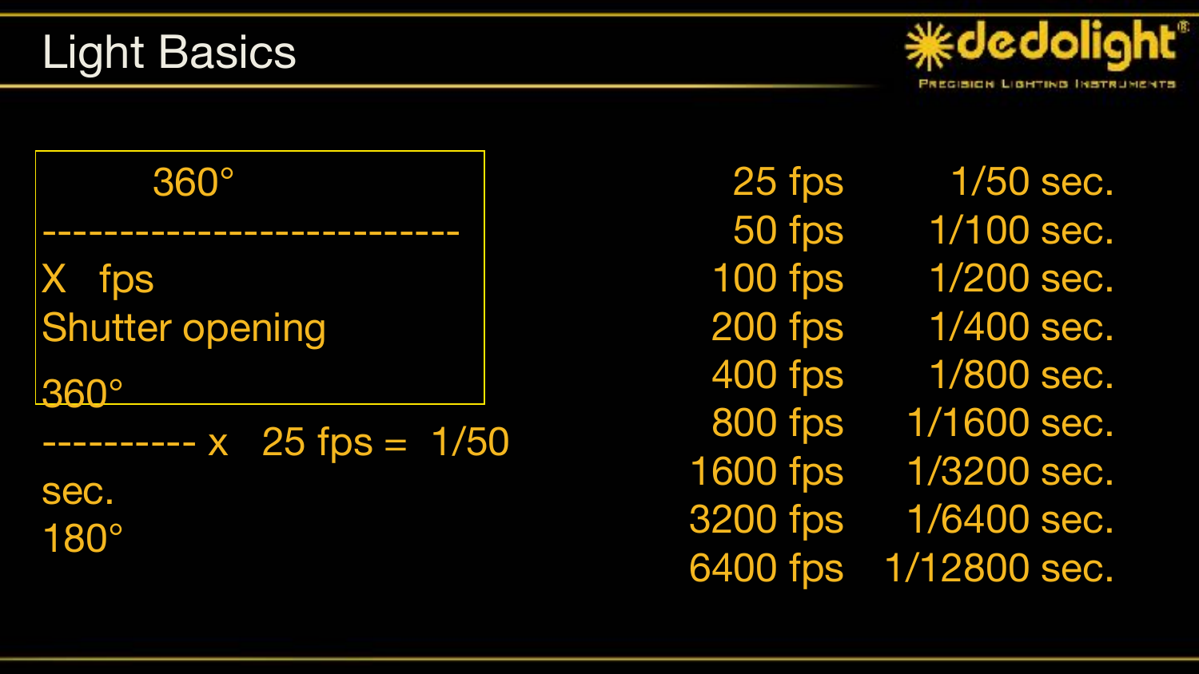# Light Basics

360°
---------------------------
X fps
Shutter opening

360°
---------- x 25 fps = 1/50 sec.
180°

| | |
|---|---|
| 25 fps | 1/50 sec. |
| 50 fps | 1/100 sec. |
| 100 fps | 1/200 sec. |
| 200 fps | 1/400 sec. |
| 400 fps | 1/800 sec. |
| 800 fps | 1/1600 sec. |
| 1600 fps | 1/3200 sec. |
| 3200 fps | 1/6400 sec. |
| 6400 fps | 1/12800 sec. |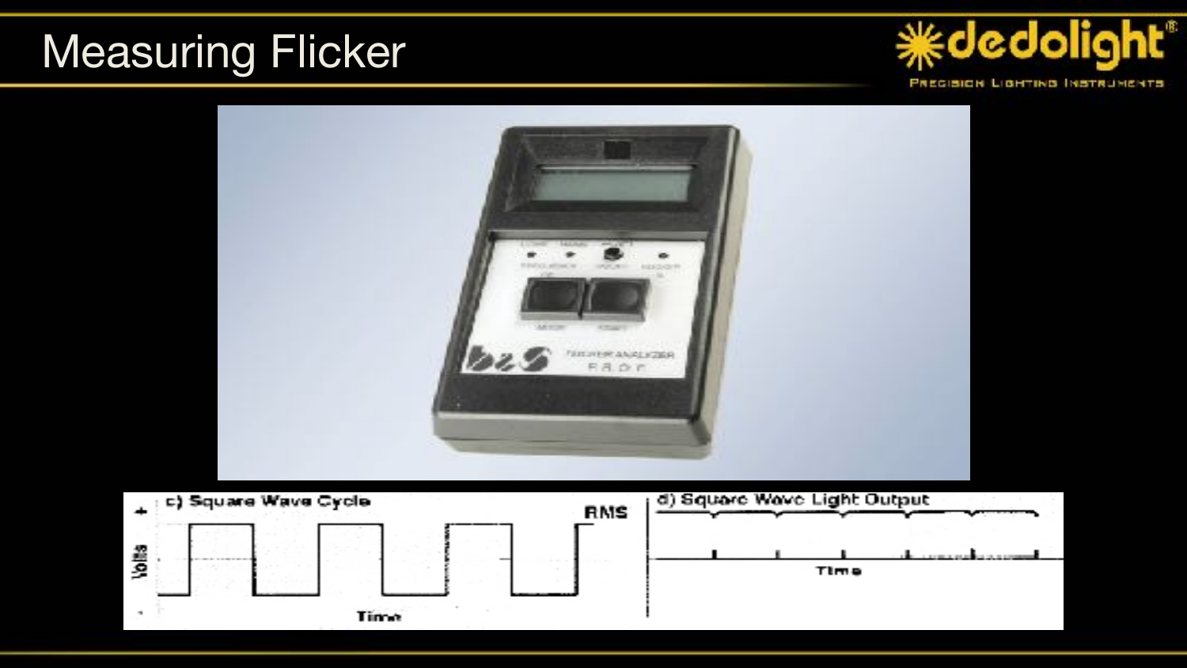# Measuring Flicker

c) Square Wave Cycle

d) Square Wave Light Output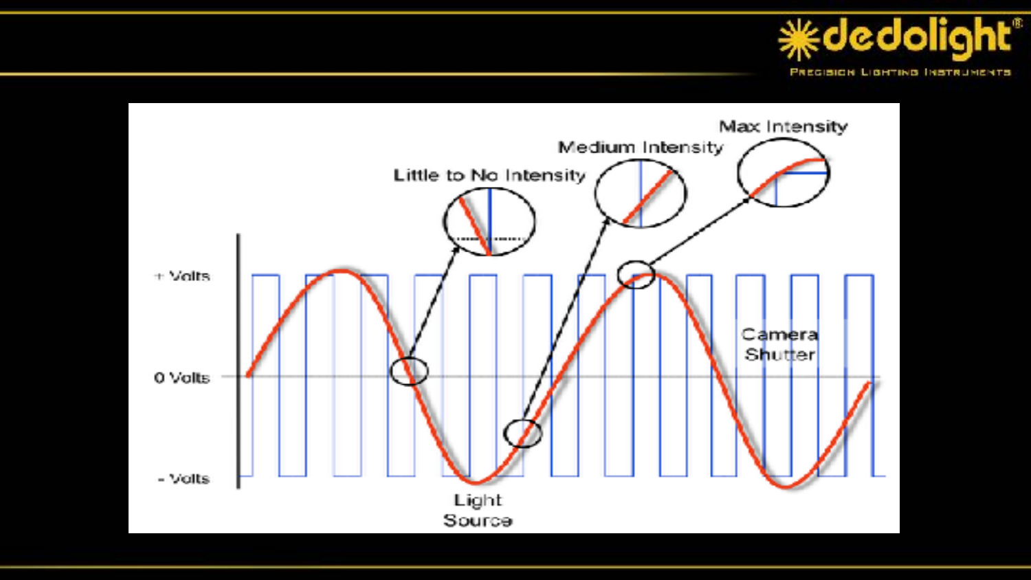Max Intensity

Medium Intensity

Little to No Intensity

+ Volts

0 Volts

- Volts

Camera Shutter

Light Source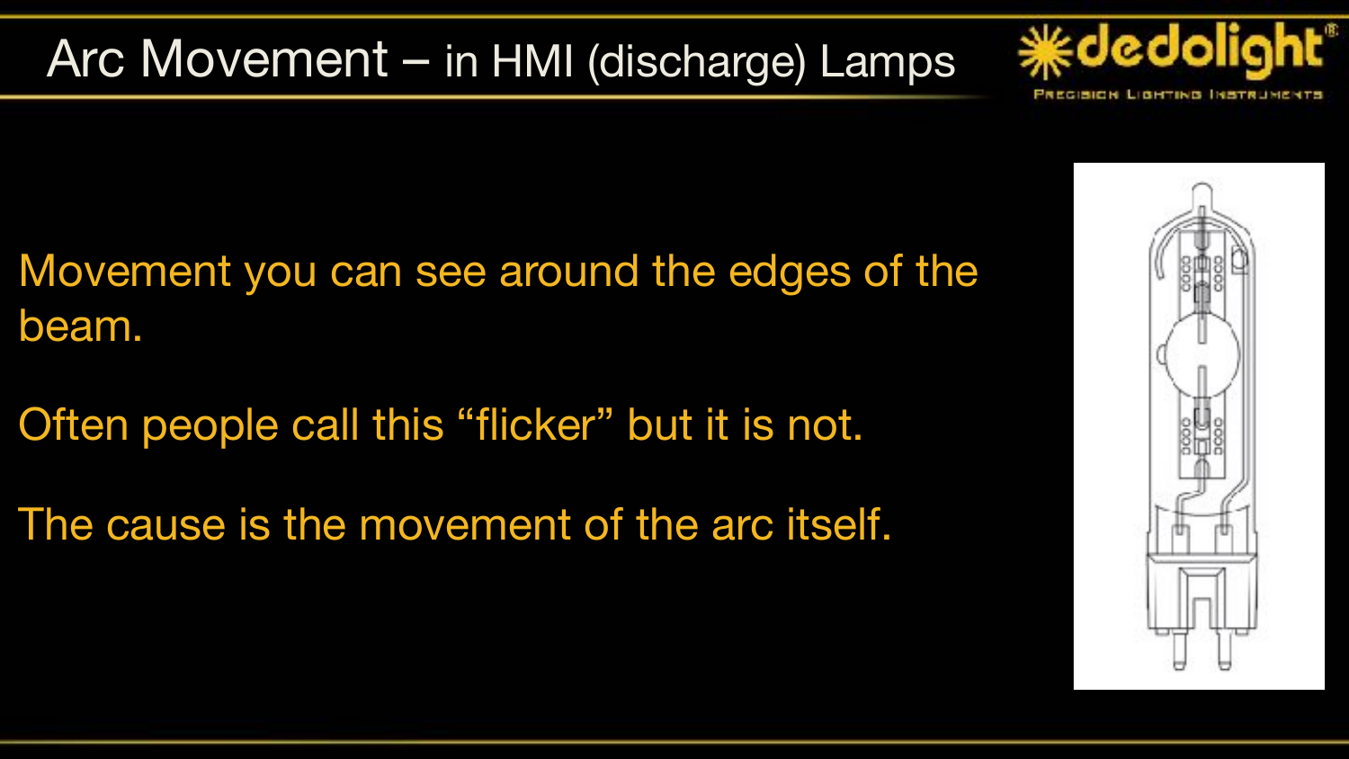# Arc Movement – in HMI (discharge) Lamps

Movement you can see around the edges of the beam.

Often people call this "flicker" but it is not.

The cause is the movement of the arc itself.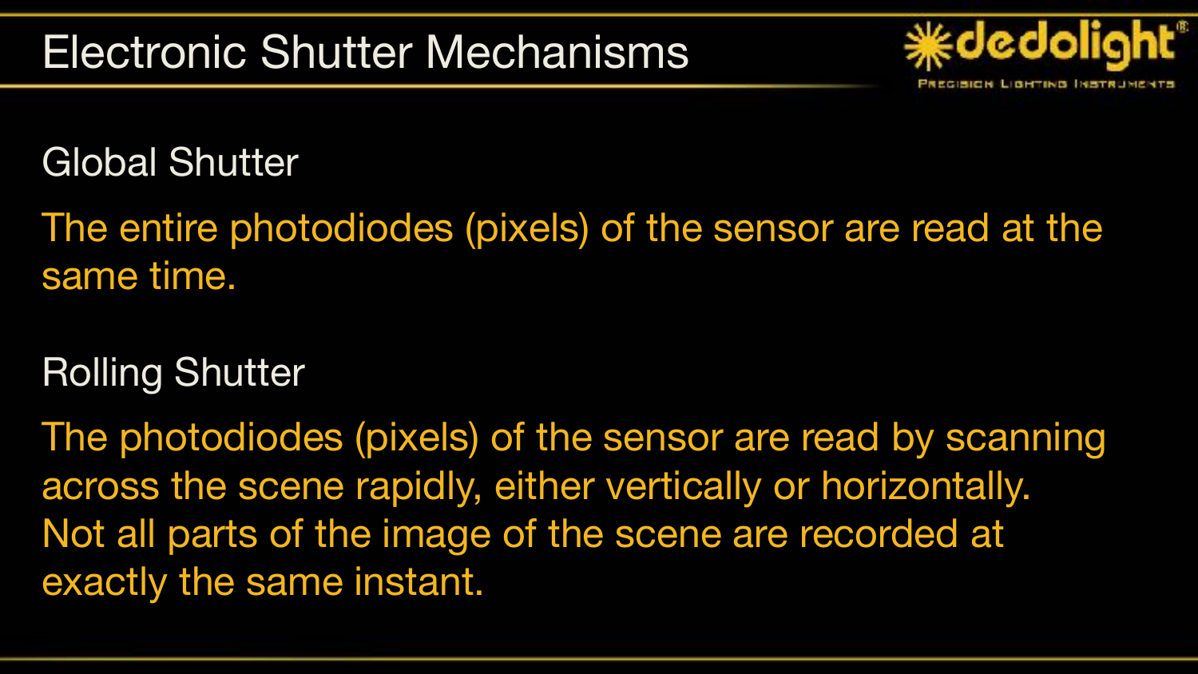# Electronic Shutter Mechanisms

## Global Shutter

The entire photodiodes (pixels) of the sensor are read at the same time.

## Rolling Shutter

The photodiodes (pixels) of the sensor are read by scanning across the scene rapidly, either vertically or horizontally. Not all parts of the image of the scene are recorded at exactly the same instant.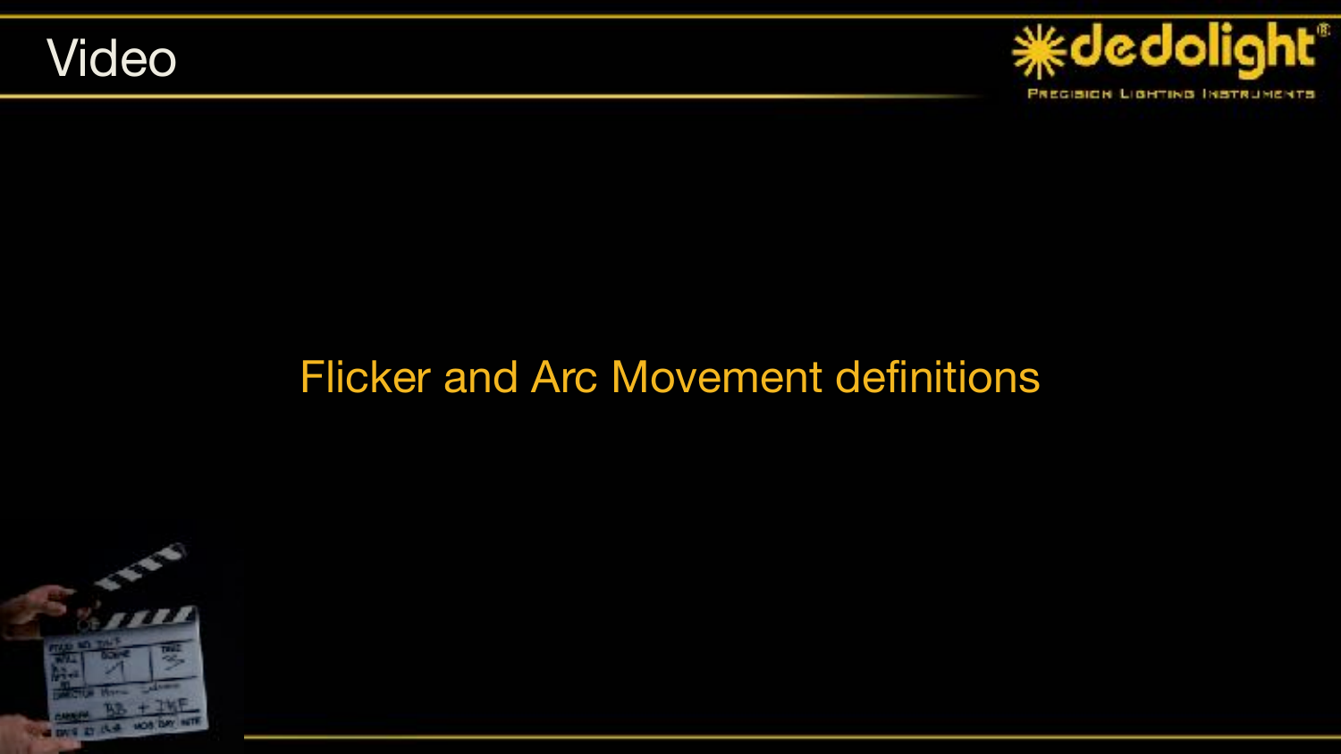# Video

Flicker and Arc Movement definitions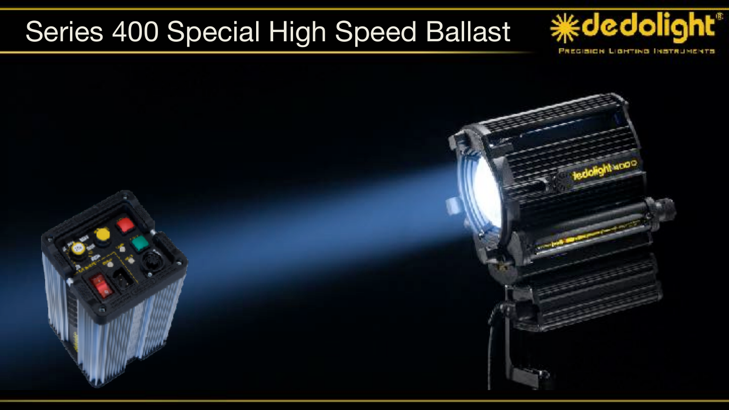# Series 400 Special High Speed Ballast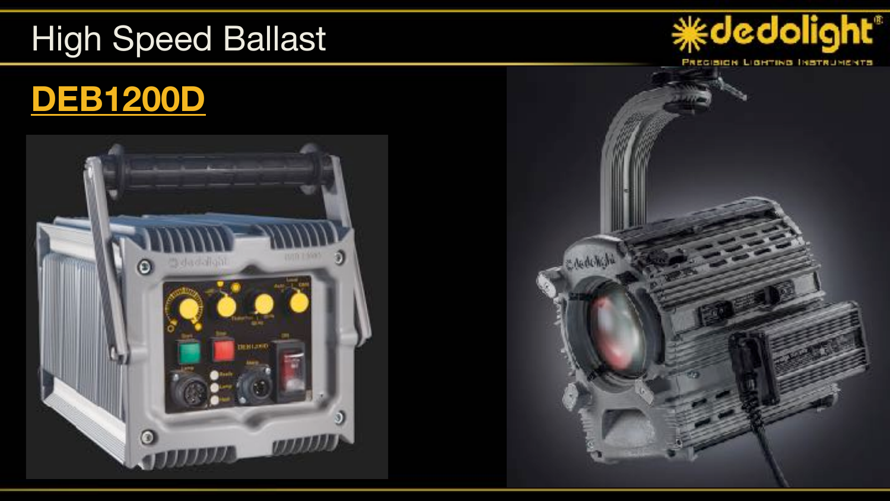# High Speed Ballast

## DEB1200D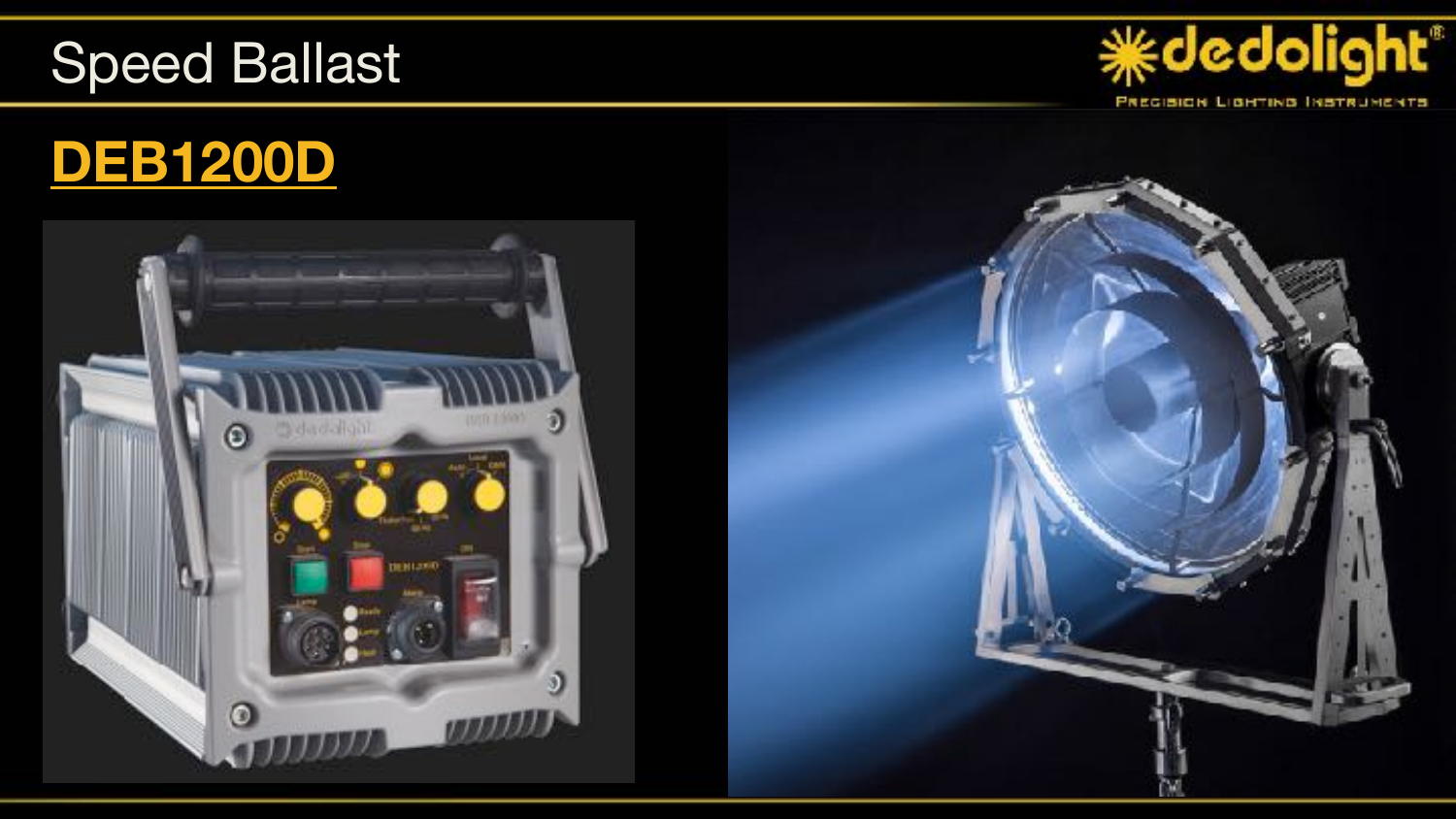# Speed Ballast

## DEB1200D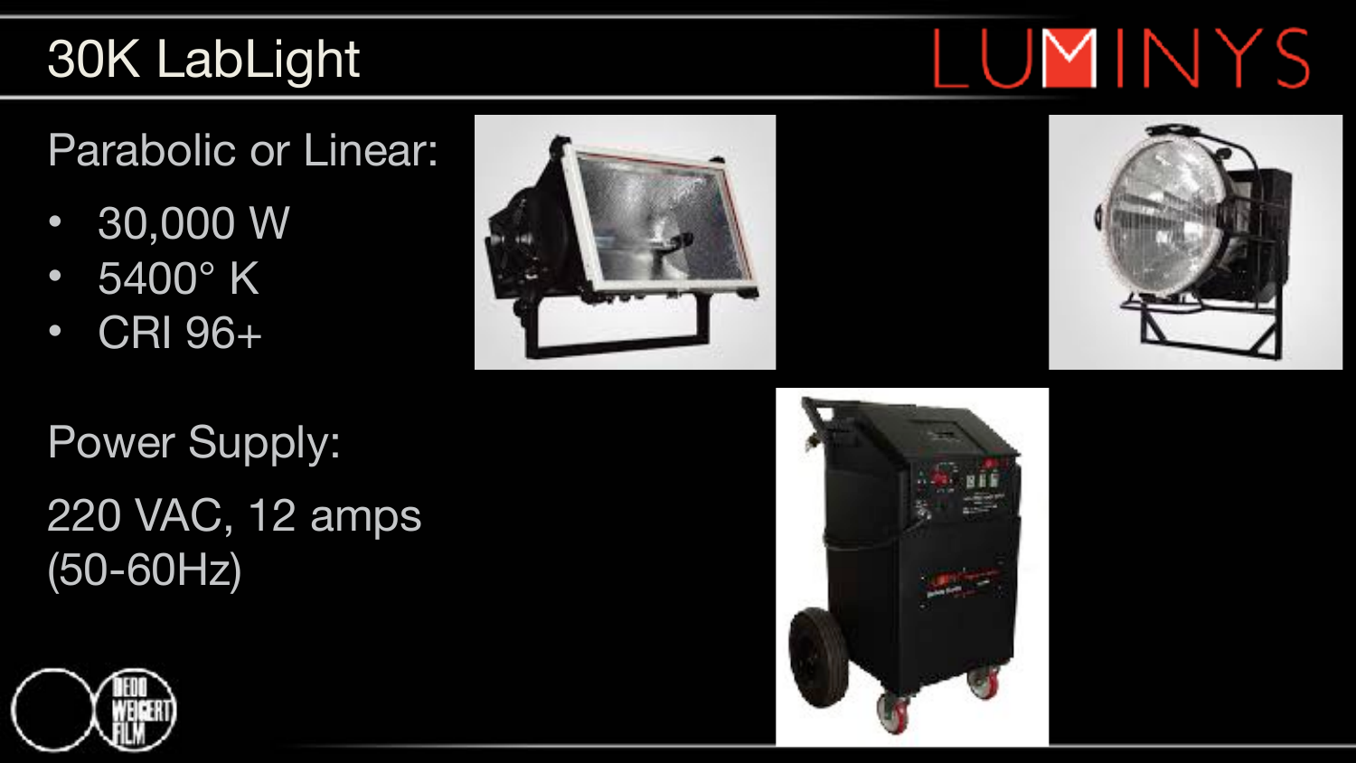# 30K LabLight

LUMINYS

Parabolic or Linear:

- 30,000 W
- 5400° K
- CRI 96+

Power Supply:

220 VAC, 12 amps (50-60Hz)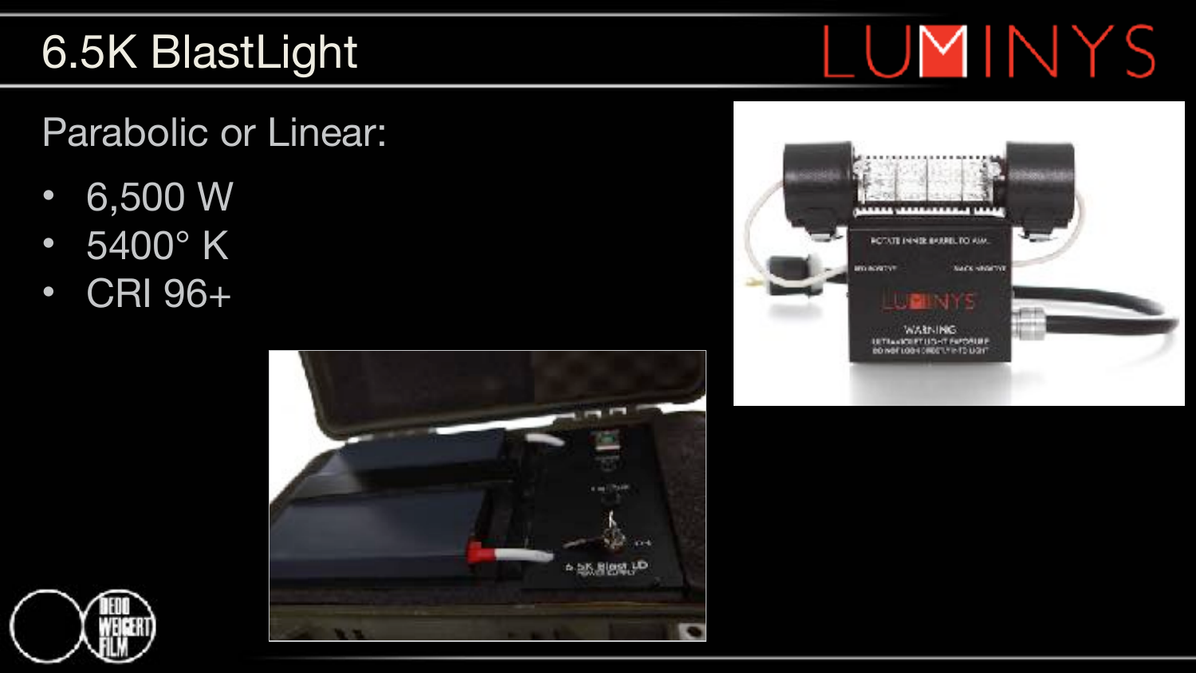# 6.5K BlastLight

Parabolic or Linear:

- 6,500 W
- 5400° K
- CRI 96+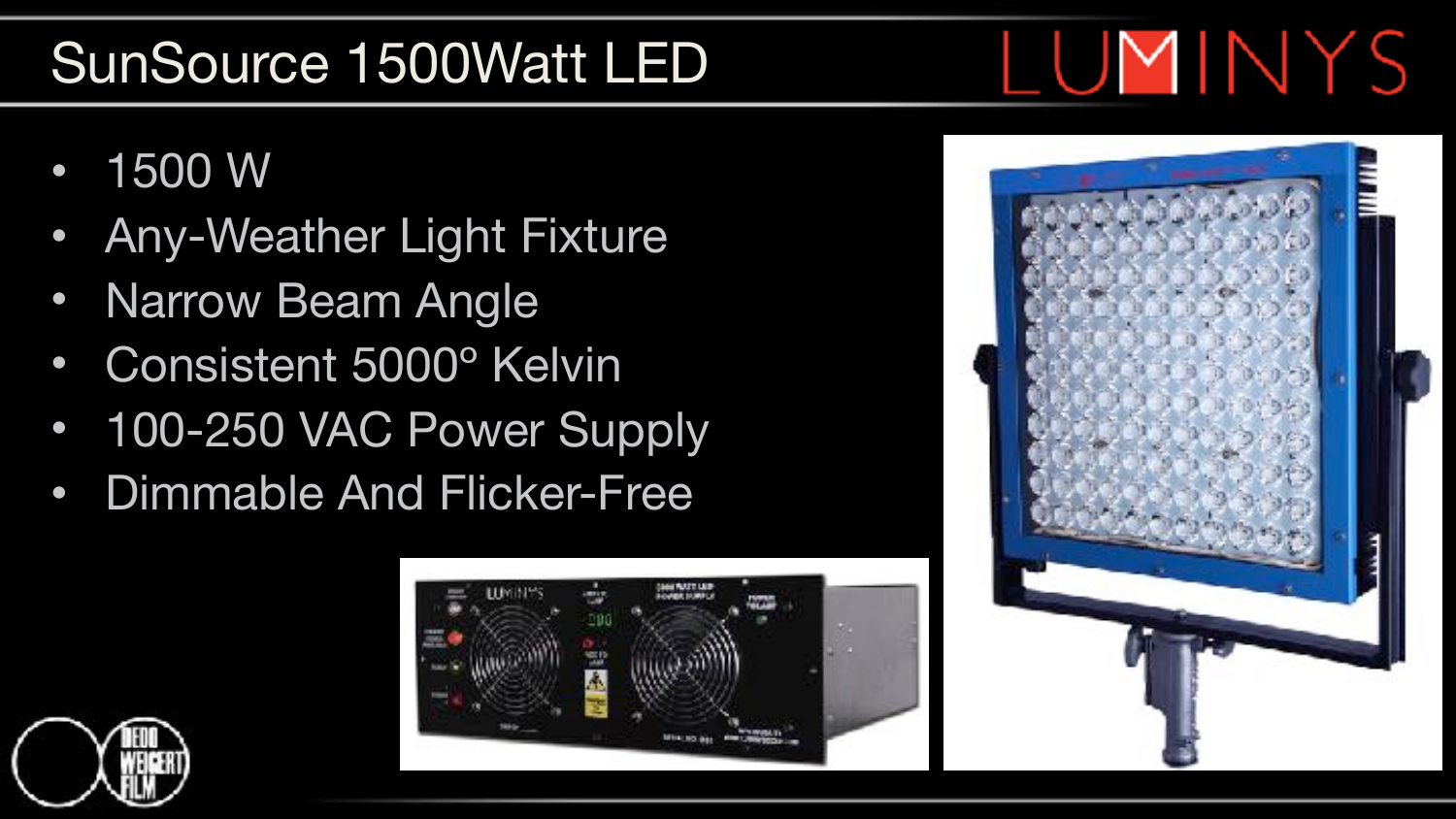# SunSource 1500Watt LED

- 1500 W
- Any-Weather Light Fixture
- Narrow Beam Angle
- Consistent 5000º Kelvin
- 100-250 VAC Power Supply
- Dimmable And Flicker-Free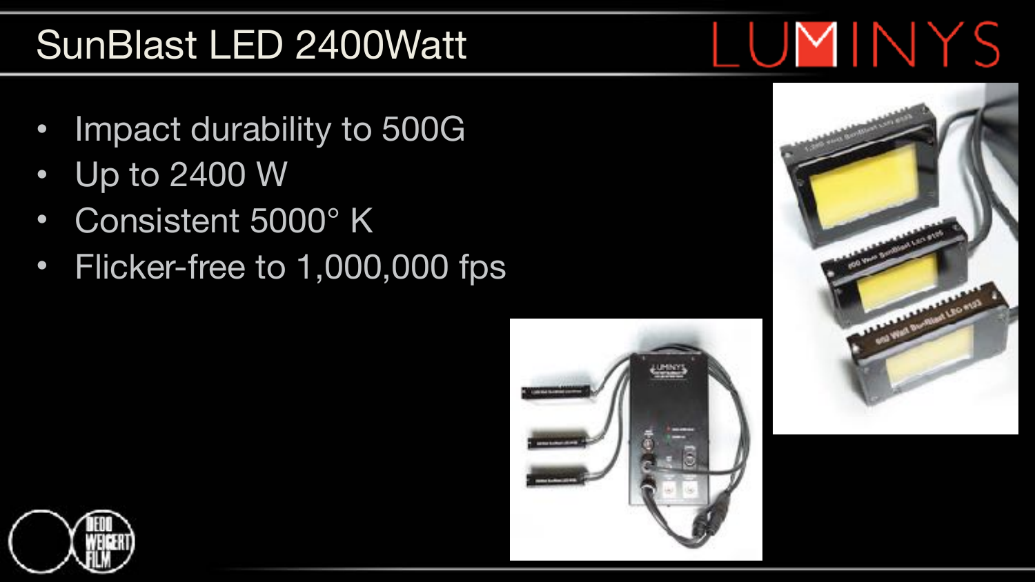# SunBlast LED 2400Watt

LUMINYS

- Impact durability to 500G
- Up to 2400 W
- Consistent 5000° K
- Flicker-free to 1,000,000 fps